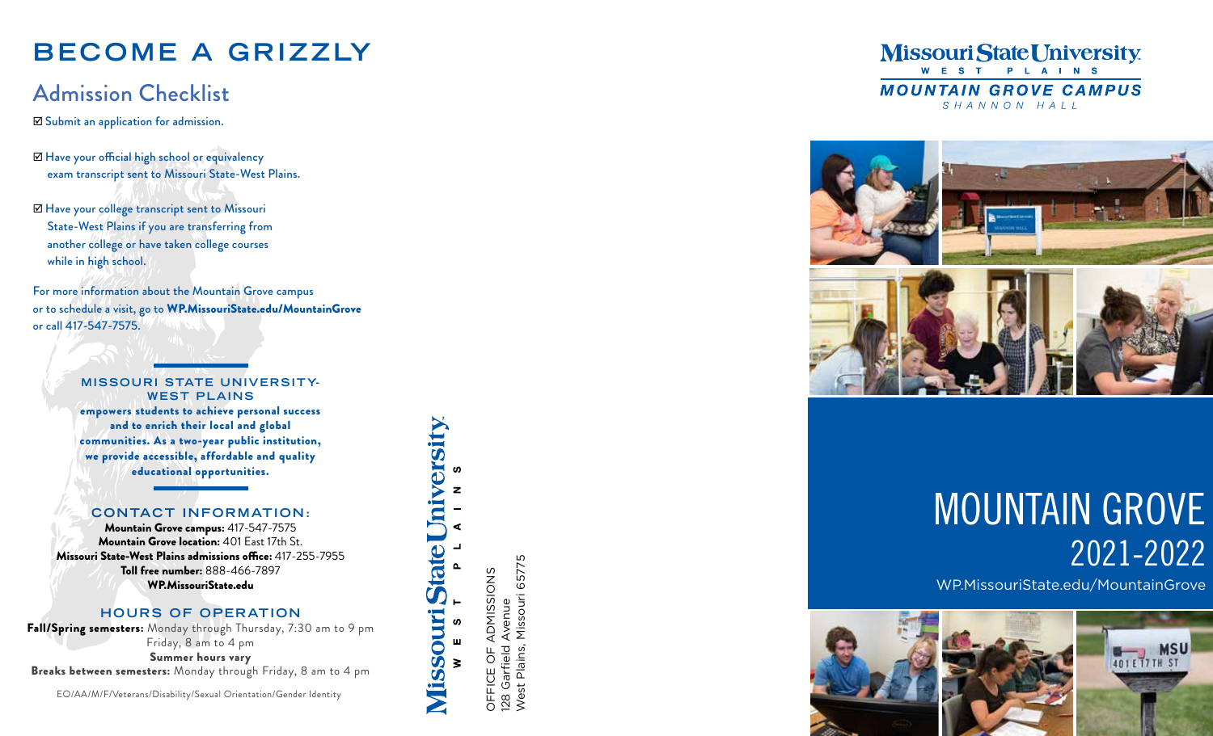# BECOME A GRIZZLY

## Admission Checklist

☑ Submit an application for admission.

☑ Have your official high school or equivalency exam transcript sent to Missouri State-West Plains.

☑ Have your college transcript sent to Missouri State-West Plains if you are transferring from another college or have taken college courses while in high school.

For more information about the Mountain Grove campus or to schedule a visit, go to **WP.MissouriState.edu/MountainGrove** or call 417-547-7575.

### MISSOURI STATE UNIVERSITY-WEST PLAINS

**empowers students to achieve personal success and to enrich their local and global communities. As a two-year public institution, we provide accessible, affordable and quality educational opportunities.**

### CONTACT INFORMATION:

**Mountain Grove campus:** 417-547-7575
**Mountain Grove location:** 401 East 17th St.
**Missouri State-West Plains admissions office:** 417-255-7955
**Toll free number:** 888-466-7897
**WP.MissouriState.edu**

### HOURS OF OPERATION

**Fall/Spring semesters:** Monday through Thursday, 7:30 am to 9 pm
Friday, 8 am to 4 pm
**Summer hours vary**
**Breaks between semesters:** Monday through Friday, 8 am to 4 pm

EO/AA/M/F/Veterans/Disability/Sexual Orientation/Gender Identity

Missouri State University
WEST PLAINS

OFFICE OF ADMISSIONS
128 Garfield Avenue
West Plains, Missouri 65775

Missouri State University
WEST PLAINS
**MOUNTAIN GROVE CAMPUS**
SHANNON HALL

# MOUNTAIN GROVE 2021-2022

WP.MissouriState.edu/MountainGrove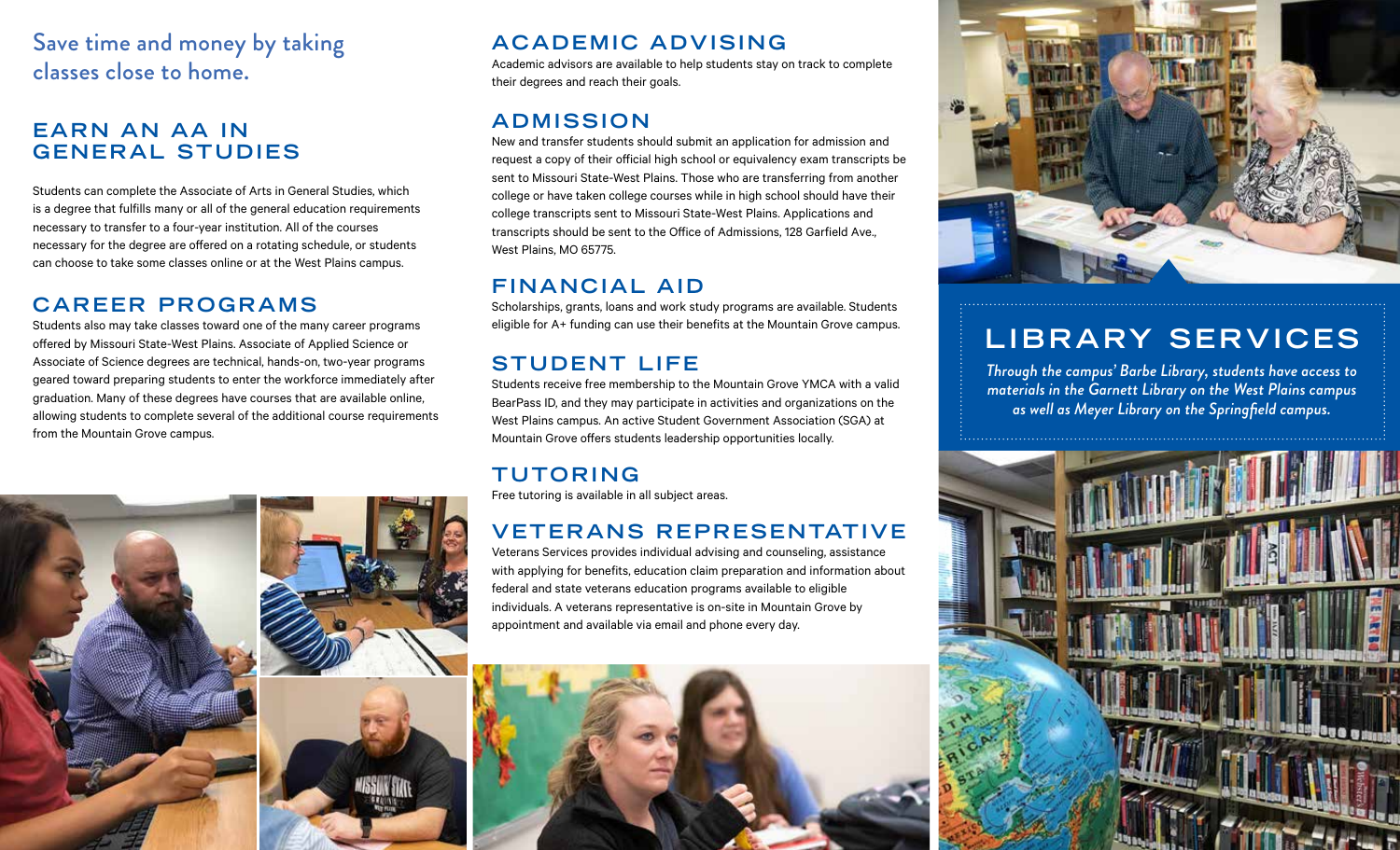Save time and money by taking classes close to home.

## EARN AN AA IN GENERAL STUDIES

Students can complete the Associate of Arts in General Studies, which is a degree that fulfills many or all of the general education requirements necessary to transfer to a four-year institution. All of the courses necessary for the degree are offered on a rotating schedule, or students can choose to take some classes online or at the West Plains campus.

## CAREER PROGRAMS

Students also may take classes toward one of the many career programs offered by Missouri State-West Plains. Associate of Applied Science or Associate of Science degrees are technical, hands-on, two-year programs geared toward preparing students to enter the workforce immediately after graduation. Many of these degrees have courses that are available online, allowing students to complete several of the additional course requirements from the Mountain Grove campus.

## ACADEMIC ADVISING

Academic advisors are available to help students stay on track to complete their degrees and reach their goals.

## ADMISSION

New and transfer students should submit an application for admission and request a copy of their official high school or equivalency exam transcripts be sent to Missouri State-West Plains. Those who are transferring from another college or have taken college courses while in high school should have their college transcripts sent to Missouri State-West Plains. Applications and transcripts should be sent to the Office of Admissions, 128 Garfield Ave., West Plains, MO 65775.

## FINANCIAL AID

Scholarships, grants, loans and work study programs are available. Students eligible for A+ funding can use their benefits at the Mountain Grove campus.

## STUDENT LIFE

Students receive free membership to the Mountain Grove YMCA with a valid BearPass ID, and they may participate in activities and organizations on the West Plains campus. An active Student Government Association (SGA) at Mountain Grove offers students leadership opportunities locally.

## TUTORING

Free tutoring is available in all subject areas.

## VETERANS REPRESENTATIVE

Veterans Services provides individual advising and counseling, assistance with applying for benefits, education claim preparation and information about federal and state veterans education programs available to eligible individuals. A veterans representative is on-site in Mountain Grove by appointment and available via email and phone every day.

## LIBRARY SERVICES

*Through the campus' Barbe Library, students have access to materials in the Garnett Library on the West Plains campus as well as Meyer Library on the Springfield campus.*